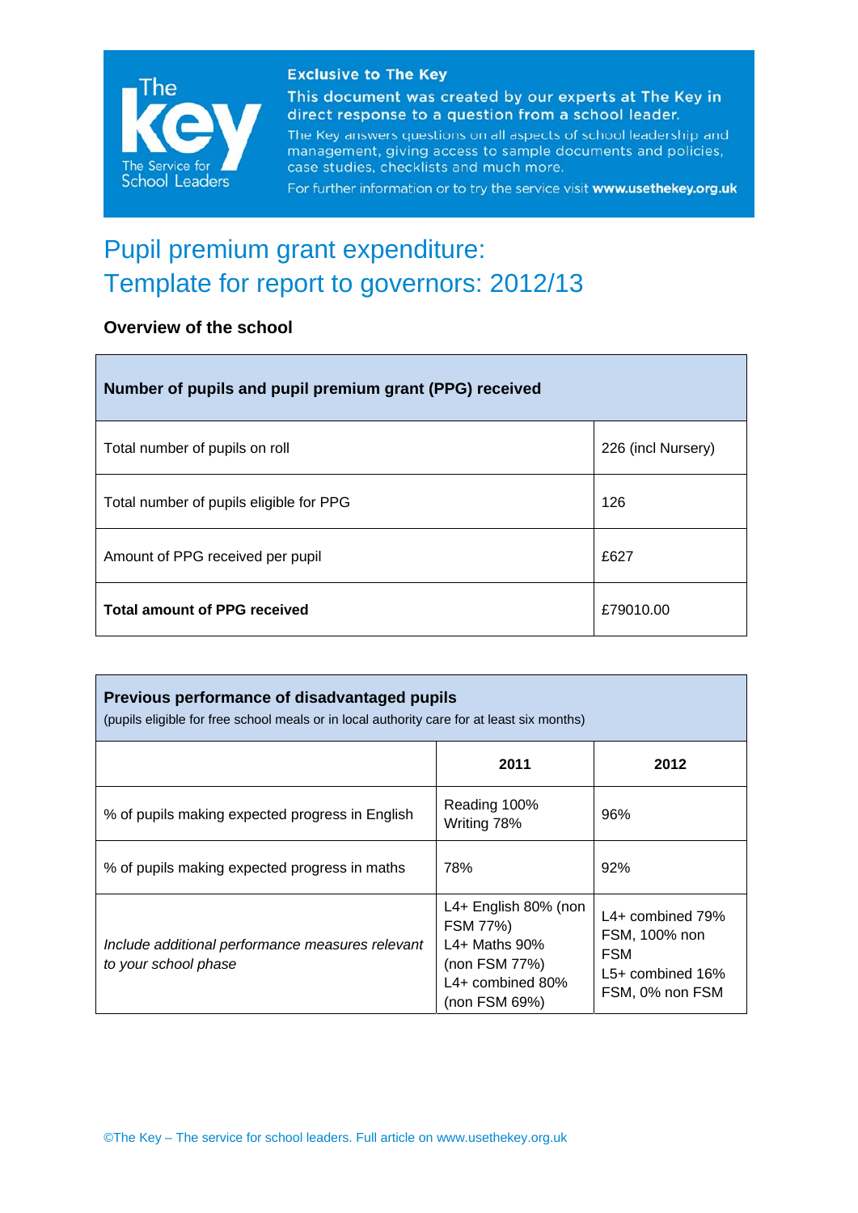**Exclusive to The Key**

This document was created by our experts at The Key in direct response to a question from a school leader.

The Key answers questions on all aspects of school leadership and management, giving access to sample documents and policies, case studies, checklists and much more.

For further information or to try the service visit **www.usethekey.org.uk**

# Pupil premium grant expenditure: Template for report to governors: 2012/13

## Overview of the school

| **Number of pupils and pupil premium grant (PPG) received** | |
|---|---|
| Total number of pupils on roll | 226 (incl Nursery) |
| Total number of pupils eligible for PPG | 126 |
| Amount of PPG received per pupil | £627 |
| **Total amount of PPG received** | £79010.00 |

| **Previous performance of disadvantaged pupils** (pupils eligible for free school meals or in local authority care for at least six months) | | |
|---|---|---|
| | **2011** | **2012** |
| % of pupils making expected progress in English | Reading 100% Writing 78% | 96% |
| % of pupils making expected progress in maths | 78% | 92% |
| *Include additional performance measures relevant to your school phase* | L4+ English 80% (non FSM 77%) L4+ Maths 90% (non FSM 77%) L4+ combined 80% (non FSM 69%) | L4+ combined 79% FSM, 100% non FSM L5+ combined 16% FSM, 0% non FSM |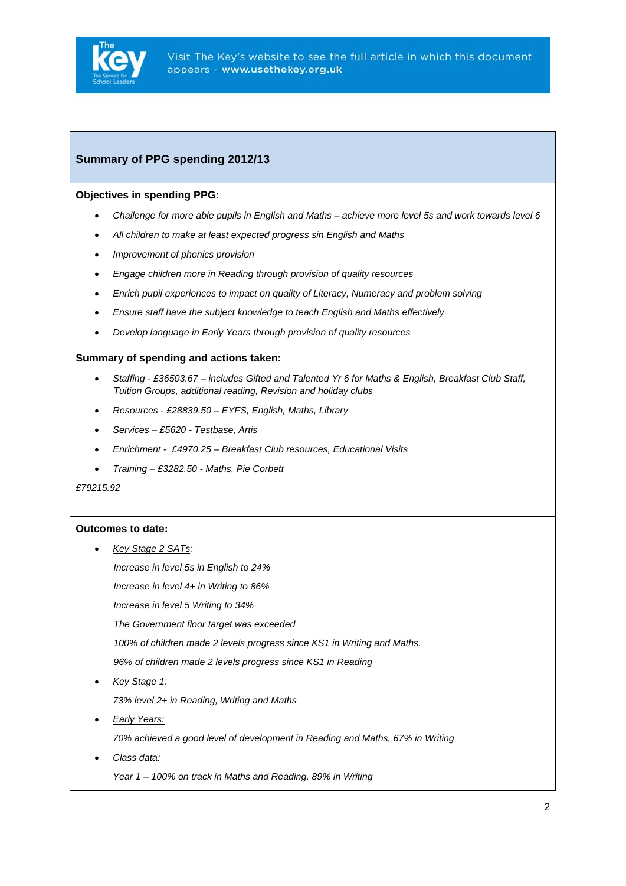## Summary of PPG spending 2012/13

**Objectives in spending PPG:**

- *Challenge for more able pupils in English and Maths – achieve more level 5s and work towards level 6*
- *All children to make at least expected progress sin English and Maths*
- *Improvement of phonics provision*
- *Engage children more in Reading through provision of quality resources*
- *Enrich pupil experiences to impact on quality of Literacy, Numeracy and problem solving*
- *Ensure staff have the subject knowledge to teach English and Maths effectively*
- *Develop language in Early Years through provision of quality resources*

**Summary of spending and actions taken:**

- *Staffing - £36503.67 – includes Gifted and Talented Yr 6 for Maths & English, Breakfast Club Staff, Tuition Groups, additional reading, Revision and holiday clubs*
- *Resources - £28839.50 – EYFS, English, Maths, Library*
- *Services – £5620 - Testbase, Artis*
- *Enrichment - £4970.25 – Breakfast Club resources, Educational Visits*
- *Training – £3282.50 - Maths, Pie Corbett*

*£79215.92*

**Outcomes to date:**

- *Key Stage 2 SATs:*

  *Increase in level 5s in English to 24%*

  *Increase in level 4+ in Writing to 86%*

  *Increase in level 5 Writing to 34%*

  *The Government floor target was exceeded*

  *100% of children made 2 levels progress since KS1 in Writing and Maths.*

  *96% of children made 2 levels progress since KS1 in Reading*

- *Key Stage 1:*

  *73% level 2+ in Reading, Writing and Maths*

- *Early Years:*

  *70% achieved a good level of development in Reading and Maths, 67% in Writing*

- *Class data:*

  *Year 1 – 100% on track in Maths and Reading, 89% in Writing*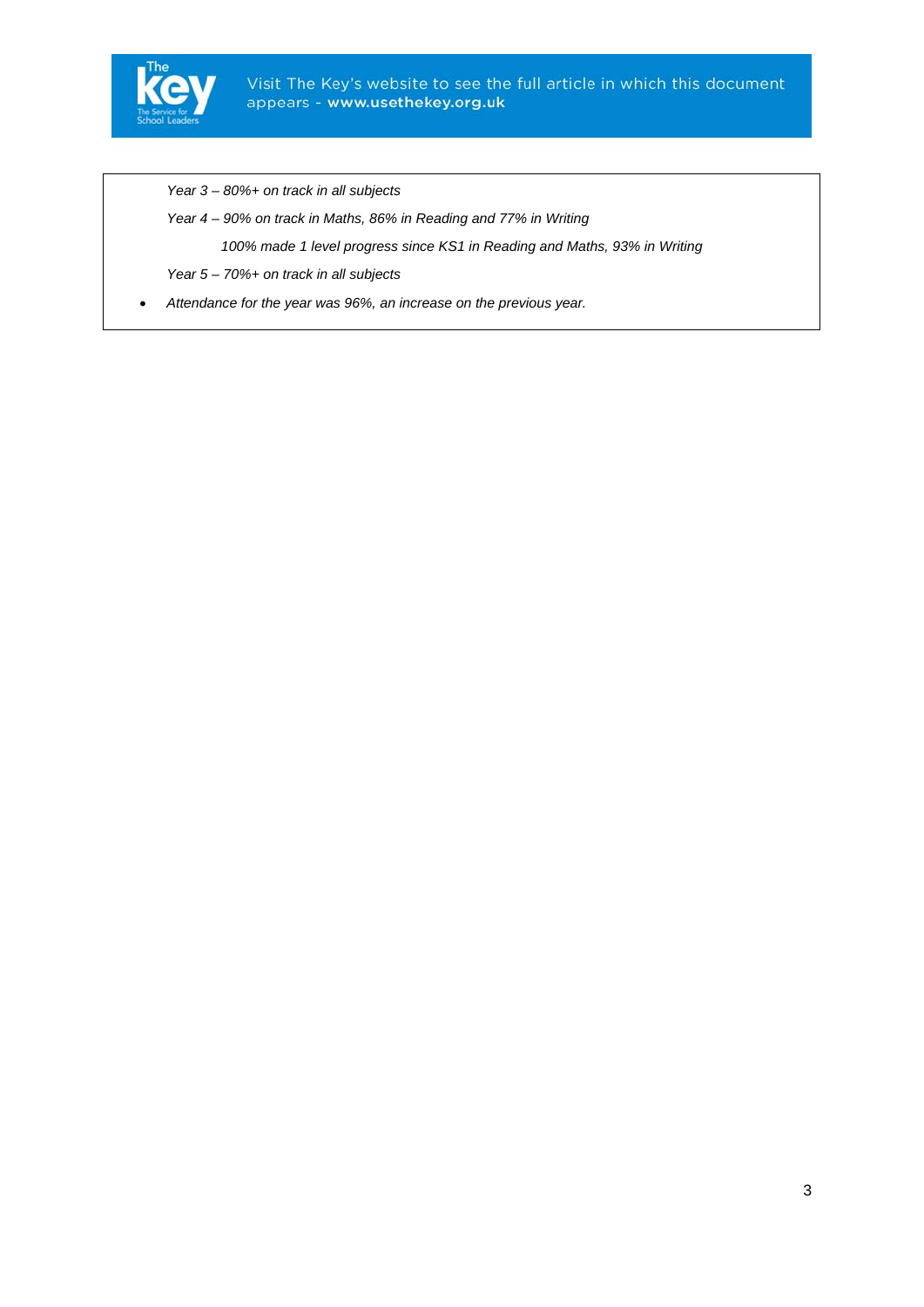*Year 3 – 80%+ on track in all subjects*

*Year 4 – 90% on track in Maths, 86% in Reading and 77% in Writing*

*100% made 1 level progress since KS1 in Reading and Maths, 93% in Writing*

*Year 5 – 70%+ on track in all subjects*

- *Attendance for the year was 96%, an increase on the previous year.*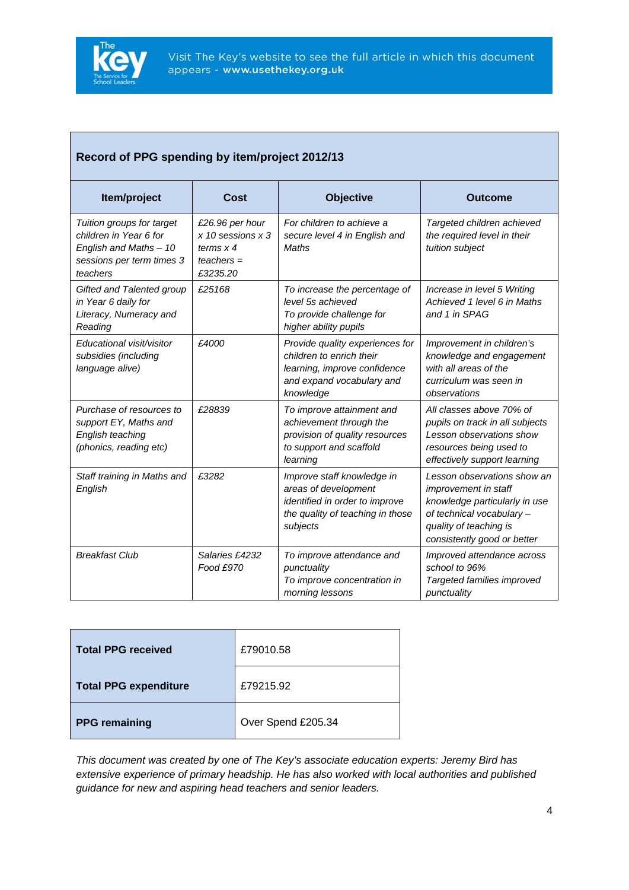## Record of PPG spending by item/project 2012/13

| Item/project | Cost | Objective | Outcome |
|---|---|---|---|
| *Tuition groups for target children in Year 6 for English and Maths – 10 sessions per term times 3 teachers* | *£26.96 per hour x 10 sessions x 3 terms x 4 teachers = £3235.20* | *For children to achieve a secure level 4 in English and Maths* | *Targeted children achieved the required level in their tuition subject* |
| *Gifted and Talented group in Year 6 daily for Literacy, Numeracy and Reading* | *£25168* | *To increase the percentage of level 5s achieved*<br>*To provide challenge for higher ability pupils* | *Increase in level 5 Writing*<br>*Achieved 1 level 6 in Maths and 1 in SPAG* |
| *Educational visit/visitor subsidies (including language alive)* | *£4000* | *Provide quality experiences for children to enrich their learning, improve confidence and expand vocabulary and knowledge* | *Improvement in children's knowledge and engagement with all areas of the curriculum was seen in observations* |
| *Purchase of resources to support EY, Maths and English teaching (phonics, reading etc)* | *£28839* | *To improve attainment and achievement through the provision of quality resources to support and scaffold learning* | *All classes above 70% of pupils on track in all subjects*<br>*Lesson observations show resources being used to effectively support learning* |
| *Staff training in Maths and English* | *£3282* | *Improve staff knowledge in areas of development identified in order to improve the quality of teaching in those subjects* | *Lesson observations show an improvement in staff knowledge particularly in use of technical vocabulary – quality of teaching is consistently good or better* |
| *Breakfast Club* | *Salaries £4232*<br>*Food £970* | *To improve attendance and punctuality*<br>*To improve concentration in morning lessons* | *Improved attendance across school to 96%*<br>*Targeted families improved punctuality* |

| | |
|---|---|
| **Total PPG received** | £79010.58 |
| **Total PPG expenditure** | £79215.92 |
| **PPG remaining** | Over Spend £205.34 |

*This document was created by one of The Key's associate education experts: Jeremy Bird has extensive experience of primary headship. He has also worked with local authorities and published guidance for new and aspiring head teachers and senior leaders.*